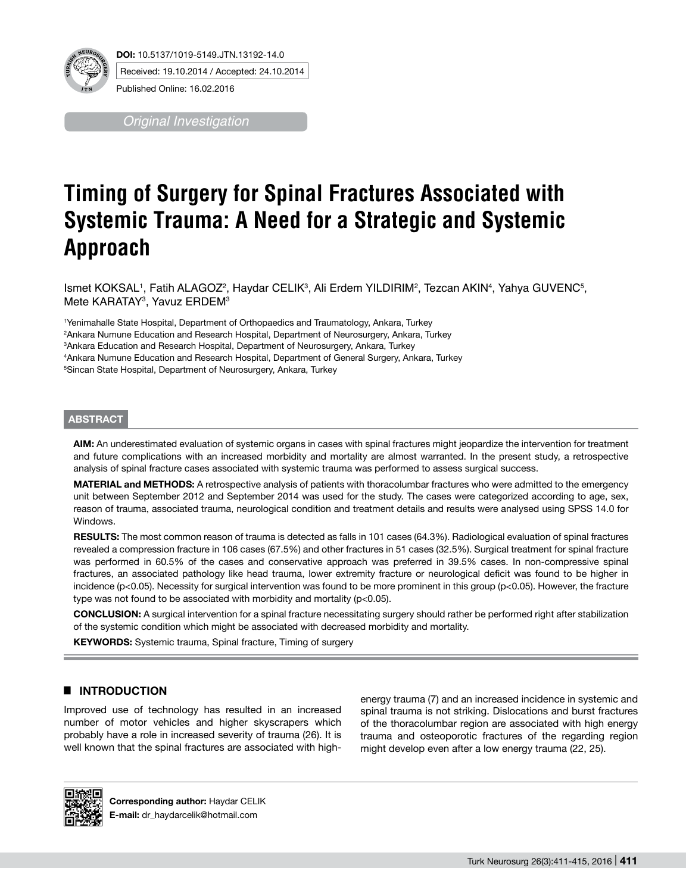**DOI:** 10.5137/1019-5149.JTN.13192-14.0

Received: 19.10.2014 / Accepted: 24.10.2014

Published Online: 16.02.2016

*Original Investigation*

# Timing of Surgery for Spinal Fractures Associated with Systemic Trauma: A Need for a Strategic and Systemic Approach

Ismet KOKSAL[1], Fatih ALAGOZ[2], Haydar CELIK[3], Ali Erdem YILDIRIM[2], Tezcan AKIN[4], Yahya GUVENC[5], Mete KARATAY[3], Yavuz ERDEM[3]

[1]Yenimahalle State Hospital, Department of Orthopaedics and Traumatology, Ankara, Turkey
[2]Ankara Numune Education and Research Hospital, Department of Neurosurgery, Ankara, Turkey
[3]Ankara Education and Research Hospital, Department of Neurosurgery, Ankara, Turkey
[4]Ankara Numune Education and Research Hospital, Department of General Surgery, Ankara, Turkey
[5]Sincan State Hospital, Department of Neurosurgery, Ankara, Turkey

## ABSTRACT

**AIM:** An underestimated evaluation of systemic organs in cases with spinal fractures might jeopardize the intervention for treatment and future complications with an increased morbidity and mortality are almost warranted. In the present study, a retrospective analysis of spinal fracture cases associated with systemic trauma was performed to assess surgical success.

**MATERIAL and METHODS:** A retrospective analysis of patients with thoracolumbar fractures who were admitted to the emergency unit between September 2012 and September 2014 was used for the study. The cases were categorized according to age, sex, reason of trauma, associated trauma, neurological condition and treatment details and results were analysed using SPSS 14.0 for Windows.

**RESULTS:** The most common reason of trauma is detected as falls in 101 cases (64.3%). Radiological evaluation of spinal fractures revealed a compression fracture in 106 cases (67.5%) and other fractures in 51 cases (32.5%). Surgical treatment for spinal fracture was performed in 60.5% of the cases and conservative approach was preferred in 39.5% cases. In non-compressive spinal fractures, an associated pathology like head trauma, lower extremity fracture or neurological deficit was found to be higher in incidence ($p<0.05$). Necessity for surgical intervention was found to be more prominent in this group ($p<0.05$). However, the fracture type was not found to be associated with morbidity and mortality ($p<0.05$).

**CONCLUSION:** A surgical intervention for a spinal fracture necessitating surgery should rather be performed right after stabilization of the systemic condition which might be associated with decreased morbidity and mortality.

**KEYWORDS:** Systemic trauma, Spinal fracture, Timing of surgery

## INTRODUCTION

Improved use of technology has resulted in an increased number of motor vehicles and higher skyscrapers which probably have a role in increased severity of trauma (26). It is well known that the spinal fractures are associated with high-energy trauma (7) and an increased incidence in systemic and spinal trauma is not striking. Dislocations and burst fractures of the thoracolumbar region are associated with high energy trauma and osteoporotic fractures of the regarding region might develop even after a low energy trauma (22, 25).

**Corresponding author:** Haydar CELIK
**E-mail:** dr_haydarcelik@hotmail.com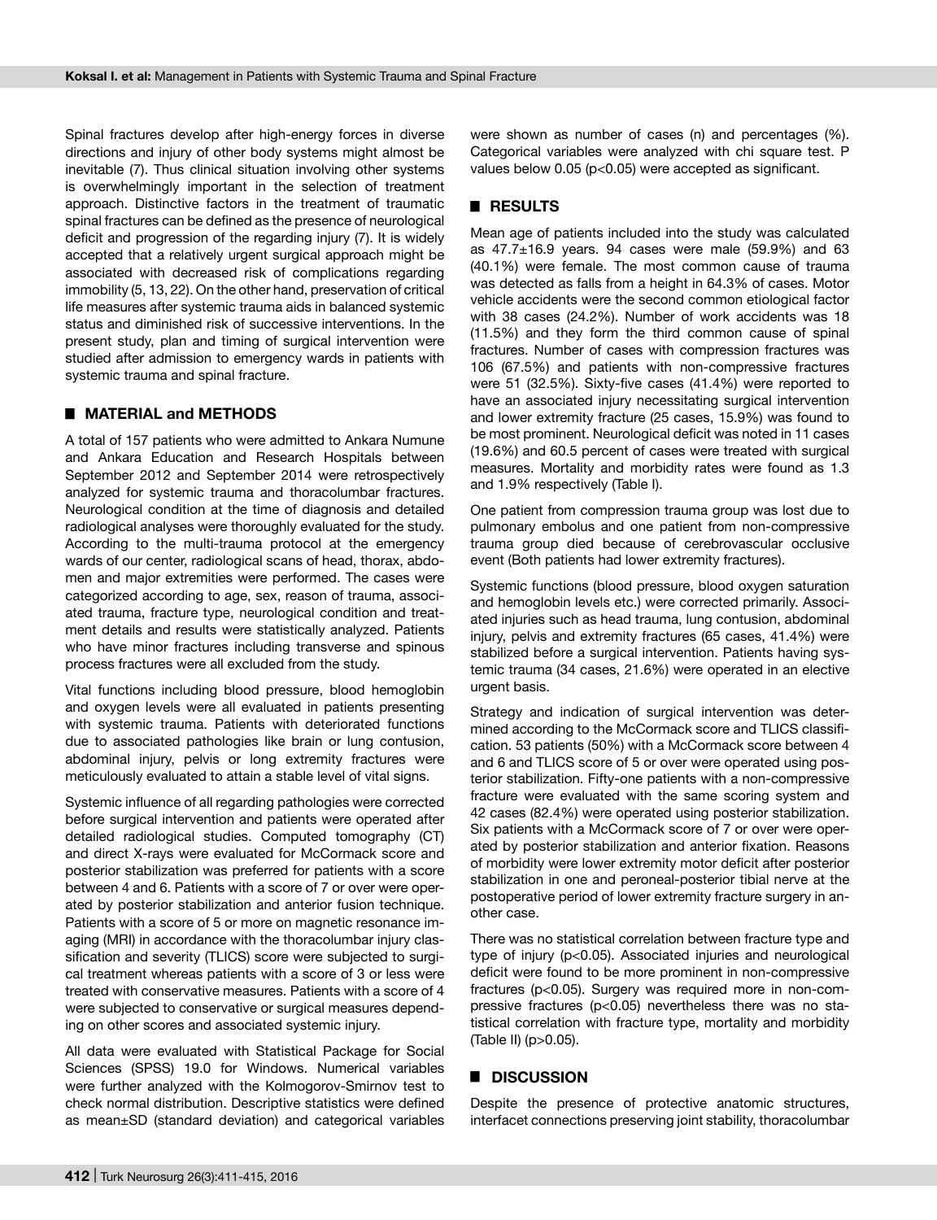Spinal fractures develop after high-energy forces in diverse directions and injury of other body systems might almost be inevitable (7). Thus clinical situation involving other systems is overwhelmingly important in the selection of treatment approach. Distinctive factors in the treatment of traumatic spinal fractures can be defined as the presence of neurological deficit and progression of the regarding injury (7). It is widely accepted that a relatively urgent surgical approach might be associated with decreased risk of complications regarding immobility (5, 13, 22). On the other hand, preservation of critical life measures after systemic trauma aids in balanced systemic status and diminished risk of successive interventions. In the present study, plan and timing of surgical intervention were studied after admission to emergency wards in patients with systemic trauma and spinal fracture.

## MATERIAL and METHODS

A total of 157 patients who were admitted to Ankara Numune and Ankara Education and Research Hospitals between September 2012 and September 2014 were retrospectively analyzed for systemic trauma and thoracolumbar fractures. Neurological condition at the time of diagnosis and detailed radiological analyses were thoroughly evaluated for the study. According to the multi-trauma protocol at the emergency wards of our center, radiological scans of head, thorax, abdomen and major extremities were performed. The cases were categorized according to age, sex, reason of trauma, associated trauma, fracture type, neurological condition and treatment details and results were statistically analyzed. Patients who have minor fractures including transverse and spinous process fractures were all excluded from the study.

Vital functions including blood pressure, blood hemoglobin and oxygen levels were all evaluated in patients presenting with systemic trauma. Patients with deteriorated functions due to associated pathologies like brain or lung contusion, abdominal injury, pelvis or long extremity fractures were meticulously evaluated to attain a stable level of vital signs.

Systemic influence of all regarding pathologies were corrected before surgical intervention and patients were operated after detailed radiological studies. Computed tomography (CT) and direct X-rays were evaluated for McCormack score and posterior stabilization was preferred for patients with a score between 4 and 6. Patients with a score of 7 or over were operated by posterior stabilization and anterior fusion technique. Patients with a score of 5 or more on magnetic resonance imaging (MRI) in accordance with the thoracolumbar injury classification and severity (TLICS) score were subjected to surgical treatment whereas patients with a score of 3 or less were treated with conservative measures. Patients with a score of 4 were subjected to conservative or surgical measures depending on other scores and associated systemic injury.

All data were evaluated with Statistical Package for Social Sciences (SPSS) 19.0 for Windows. Numerical variables were further analyzed with the Kolmogorov-Smirnov test to check normal distribution. Descriptive statistics were defined as mean±SD (standard deviation) and categorical variables were shown as number of cases (n) and percentages (%). Categorical variables were analyzed with chi square test. P values below 0.05 ($p<0.05$) were accepted as significant.

## RESULTS

Mean age of patients included into the study was calculated as 47.7±16.9 years. 94 cases were male (59.9%) and 63 (40.1%) were female. The most common cause of trauma was detected as falls from a height in 64.3% of cases. Motor vehicle accidents were the second common etiological factor with 38 cases (24.2%). Number of work accidents was 18 (11.5%) and they form the third common cause of spinal fractures. Number of cases with compression fractures was 106 (67.5%) and patients with non-compressive fractures were 51 (32.5%). Sixty-five cases (41.4%) were reported to have an associated injury necessitating surgical intervention and lower extremity fracture (25 cases, 15.9%) was found to be most prominent. Neurological deficit was noted in 11 cases (19.6%) and 60.5 percent of cases were treated with surgical measures. Mortality and morbidity rates were found as 1.3 and 1.9% respectively (Table I).

One patient from compression trauma group was lost due to pulmonary embolus and one patient from non-compressive trauma group died because of cerebrovascular occlusive event (Both patients had lower extremity fractures).

Systemic functions (blood pressure, blood oxygen saturation and hemoglobin levels etc.) were corrected primarily. Associated injuries such as head trauma, lung contusion, abdominal injury, pelvis and extremity fractures (65 cases, 41.4%) were stabilized before a surgical intervention. Patients having systemic trauma (34 cases, 21.6%) were operated in an elective urgent basis.

Strategy and indication of surgical intervention was determined according to the McCormack score and TLICS classification. 53 patients (50%) with a McCormack score between 4 and 6 and TLICS score of 5 or over were operated using posterior stabilization. Fifty-one patients with a non-compressive fracture were evaluated with the same scoring system and 42 cases (82.4%) were operated using posterior stabilization. Six patients with a McCormack score of 7 or over were operated by posterior stabilization and anterior fixation. Reasons of morbidity were lower extremity motor deficit after posterior stabilization in one and peroneal-posterior tibial nerve at the postoperative period of lower extremity fracture surgery in another case.

There was no statistical correlation between fracture type and type of injury ($p<0.05$). Associated injuries and neurological deficit were found to be more prominent in non-compressive fractures ($p<0.05$). Surgery was required more in non-compressive fractures ($p<0.05$) nevertheless there was no statistical correlation with fracture type, mortality and morbidity (Table II) ($p>0.05$).

## DISCUSSION

Despite the presence of protective anatomic structures, interfacet connections preserving joint stability, thoracolumbar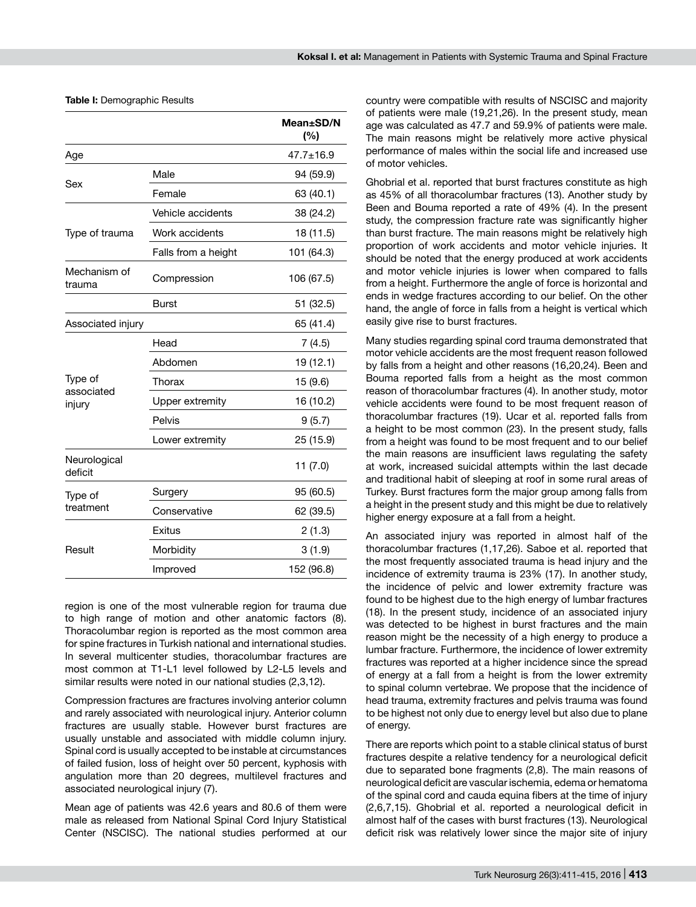**Table I:** Demographic Results

| | | Mean±SD/N (%) |
|---|---|---|
| Age | | 47.7±16.9 |
| Sex | Male | 94 (59.9) |
| | Female | 63 (40.1) |
| Type of trauma | Vehicle accidents | 38 (24.2) |
| | Work accidents | 18 (11.5) |
| | Falls from a height | 101 (64.3) |
| Mechanism of trauma | Compression | 106 (67.5) |
| | Burst | 51 (32.5) |
| Associated injury | | 65 (41.4) |
| Type of associated injury | Head | 7 (4.5) |
| | Abdomen | 19 (12.1) |
| | Thorax | 15 (9.6) |
| | Upper extremity | 16 (10.2) |
| | Pelvis | 9 (5.7) |
| | Lower extremity | 25 (15.9) |
| Neurological deficit | | 11 (7.0) |
| Type of treatment | Surgery | 95 (60.5) |
| | Conservative | 62 (39.5) |
| Result | Exitus | 2 (1.3) |
| | Morbidity | 3 (1.9) |
| | Improved | 152 (96.8) |

region is one of the most vulnerable region for trauma due to high range of motion and other anatomic factors (8). Thoracolumbar region is reported as the most common area for spine fractures in Turkish national and international studies. In several multicenter studies, thoracolumbar fractures are most common at T1-L1 level followed by L2-L5 levels and similar results were noted in our national studies (2,3,12).

Compression fractures are fractures involving anterior column and rarely associated with neurological injury. Anterior column fractures are usually stable. However burst fractures are usually unstable and associated with middle column injury. Spinal cord is usually accepted to be instable at circumstances of failed fusion, loss of height over 50 percent, kyphosis with angulation more than 20 degrees, multilevel fractures and associated neurological injury (7).

Mean age of patients was 42.6 years and 80.6 of them were male as released from National Spinal Cord Injury Statistical Center (NSCISC). The national studies performed at our country were compatible with results of NSCISC and majority of patients were male (19,21,26). In the present study, mean age was calculated as 47.7 and 59.9% of patients were male. The main reasons might be relatively more active physical performance of males within the social life and increased use of motor vehicles.

Ghobrial et al. reported that burst fractures constitute as high as 45% of all thoracolumbar fractures (13). Another study by Been and Bouma reported a rate of 49% (4). In the present study, the compression fracture rate was significantly higher than burst fracture. The main reasons might be relatively high proportion of work accidents and motor vehicle injuries. It should be noted that the energy produced at work accidents and motor vehicle injuries is lower when compared to falls from a height. Furthermore the angle of force is horizontal and ends in wedge fractures according to our belief. On the other hand, the angle of force in falls from a height is vertical which easily give rise to burst fractures.

Many studies regarding spinal cord trauma demonstrated that motor vehicle accidents are the most frequent reason followed by falls from a height and other reasons (16,20,24). Been and Bouma reported falls from a height as the most common reason of thoracolumbar fractures (4). In another study, motor vehicle accidents were found to be most frequent reason of thoracolumbar fractures (19). Ucar et al. reported falls from a height to be most common (23). In the present study, falls from a height was found to be most frequent and to our belief the main reasons are insufficient laws regulating the safety at work, increased suicidal attempts within the last decade and traditional habit of sleeping at roof in some rural areas of Turkey. Burst fractures form the major group among falls from a height in the present study and this might be due to relatively higher energy exposure at a fall from a height.

An associated injury was reported in almost half of the thoracolumbar fractures (1,17,26). Saboe et al. reported that the most frequently associated trauma is head injury and the incidence of extremity trauma is 23% (17). In another study, the incidence of pelvic and lower extremity fracture was found to be highest due to the high energy of lumbar fractures (18). In the present study, incidence of an associated injury was detected to be highest in burst fractures and the main reason might be the necessity of a high energy to produce a lumbar fracture. Furthermore, the incidence of lower extremity fractures was reported at a higher incidence since the spread of energy at a fall from a height is from the lower extremity to spinal column vertebrae. We propose that the incidence of head trauma, extremity fractures and pelvis trauma was found to be highest not only due to energy level but also due to plane of energy.

There are reports which point to a stable clinical status of burst fractures despite a relative tendency for a neurological deficit due to separated bone fragments (2,8). The main reasons of neurological deficit are vascular ischemia, edema or hematoma of the spinal cord and cauda equina fibers at the time of injury (2,6,7,15). Ghobrial et al. reported a neurological deficit in almost half of the cases with burst fractures (13). Neurological deficit risk was relatively lower since the major site of injury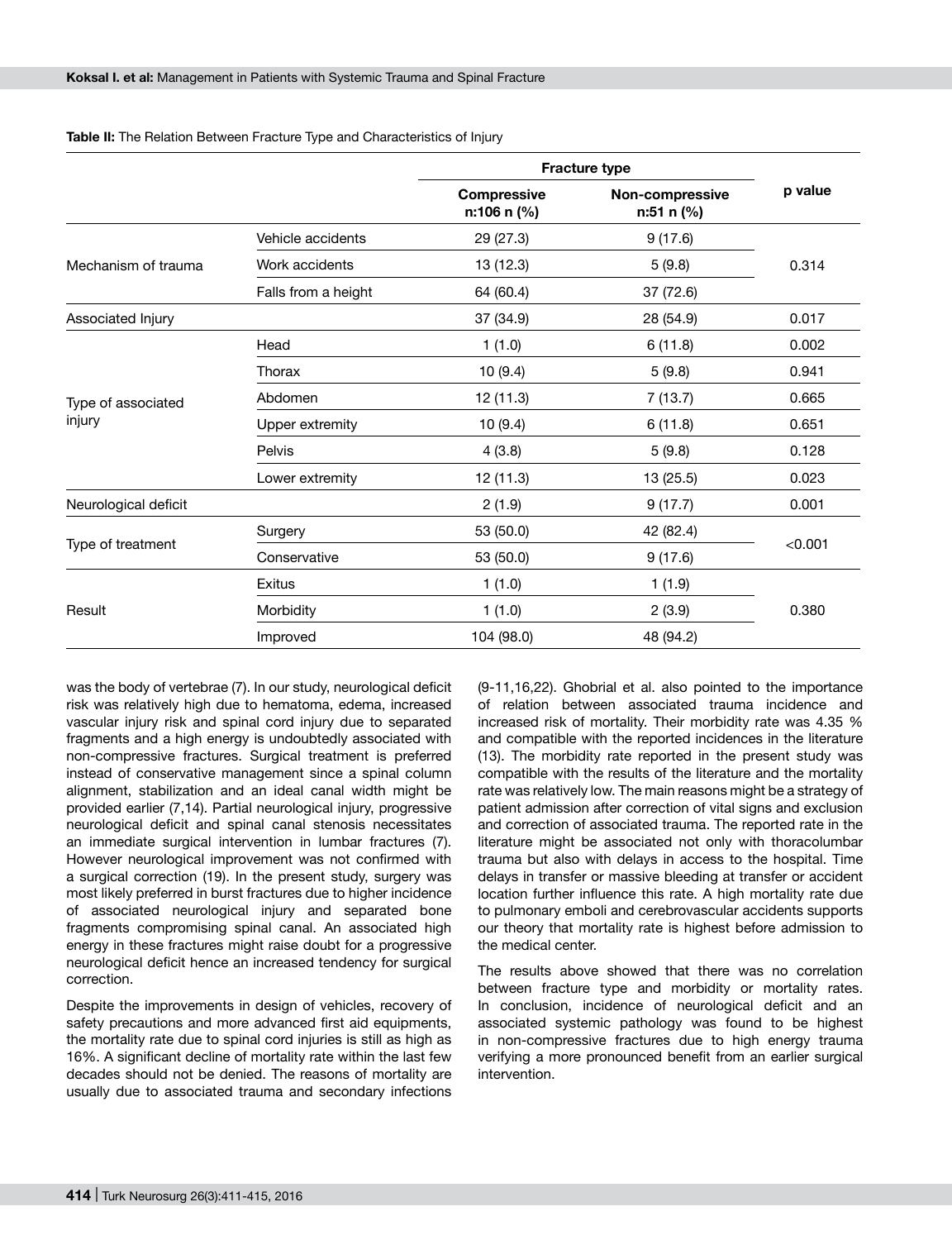**Table II:** The Relation Between Fracture Type and Characteristics of Injury

| | | Fracture type | | p value |
|---|---|---|---|---|
| | | Compressive n:106 n (%) | Non-compressive n:51 n (%) | |
| Mechanism of trauma | Vehicle accidents | 29 (27.3) | 9 (17.6) | 0.314 |
| | Work accidents | 13 (12.3) | 5 (9.8) | |
| | Falls from a height | 64 (60.4) | 37 (72.6) | |
| Associated Injury | | 37 (34.9) | 28 (54.9) | 0.017 |
| Type of associated injury | Head | 1 (1.0) | 6 (11.8) | 0.002 |
| | Thorax | 10 (9.4) | 5 (9.8) | 0.941 |
| | Abdomen | 12 (11.3) | 7 (13.7) | 0.665 |
| | Upper extremity | 10 (9.4) | 6 (11.8) | 0.651 |
| | Pelvis | 4 (3.8) | 5 (9.8) | 0.128 |
| | Lower extremity | 12 (11.3) | 13 (25.5) | 0.023 |
| Neurological deficit | | 2 (1.9) | 9 (17.7) | 0.001 |
| Type of treatment | Surgery | 53 (50.0) | 42 (82.4) | <0.001 |
| | Conservative | 53 (50.0) | 9 (17.6) | |
| Result | Exitus | 1 (1.0) | 1 (1.9) | 0.380 |
| | Morbidity | 1 (1.0) | 2 (3.9) | |
| | Improved | 104 (98.0) | 48 (94.2) | |

was the body of vertebrae (7). In our study, neurological deficit risk was relatively high due to hematoma, edema, increased vascular injury risk and spinal cord injury due to separated fragments and a high energy is undoubtedly associated with non-compressive fractures. Surgical treatment is preferred instead of conservative management since a spinal column alignment, stabilization and an ideal canal width might be provided earlier (7,14). Partial neurological injury, progressive neurological deficit and spinal canal stenosis necessitates an immediate surgical intervention in lumbar fractures (7). However neurological improvement was not confirmed with a surgical correction (19). In the present study, surgery was most likely preferred in burst fractures due to higher incidence of associated neurological injury and separated bone fragments compromising spinal canal. An associated high energy in these fractures might raise doubt for a progressive neurological deficit hence an increased tendency for surgical correction.

Despite the improvements in design of vehicles, recovery of safety precautions and more advanced first aid equipments, the mortality rate due to spinal cord injuries is still as high as 16%. A significant decline of mortality rate within the last few decades should not be denied. The reasons of mortality are usually due to associated trauma and secondary infections (9-11,16,22). Ghobrial et al. also pointed to the importance of relation between associated trauma incidence and increased risk of mortality. Their morbidity rate was 4.35 % and compatible with the reported incidences in the literature (13). The morbidity rate reported in the present study was compatible with the results of the literature and the mortality rate was relatively low. The main reasons might be a strategy of patient admission after correction of vital signs and exclusion and correction of associated trauma. The reported rate in the literature might be associated not only with thoracolumbar trauma but also with delays in access to the hospital. Time delays in transfer or massive bleeding at transfer or accident location further influence this rate. A high mortality rate due to pulmonary emboli and cerebrovascular accidents supports our theory that mortality rate is highest before admission to the medical center.

The results above showed that there was no correlation between fracture type and morbidity or mortality rates. In conclusion, incidence of neurological deficit and an associated systemic pathology was found to be highest in non-compressive fractures due to high energy trauma verifying a more pronounced benefit from an earlier surgical intervention.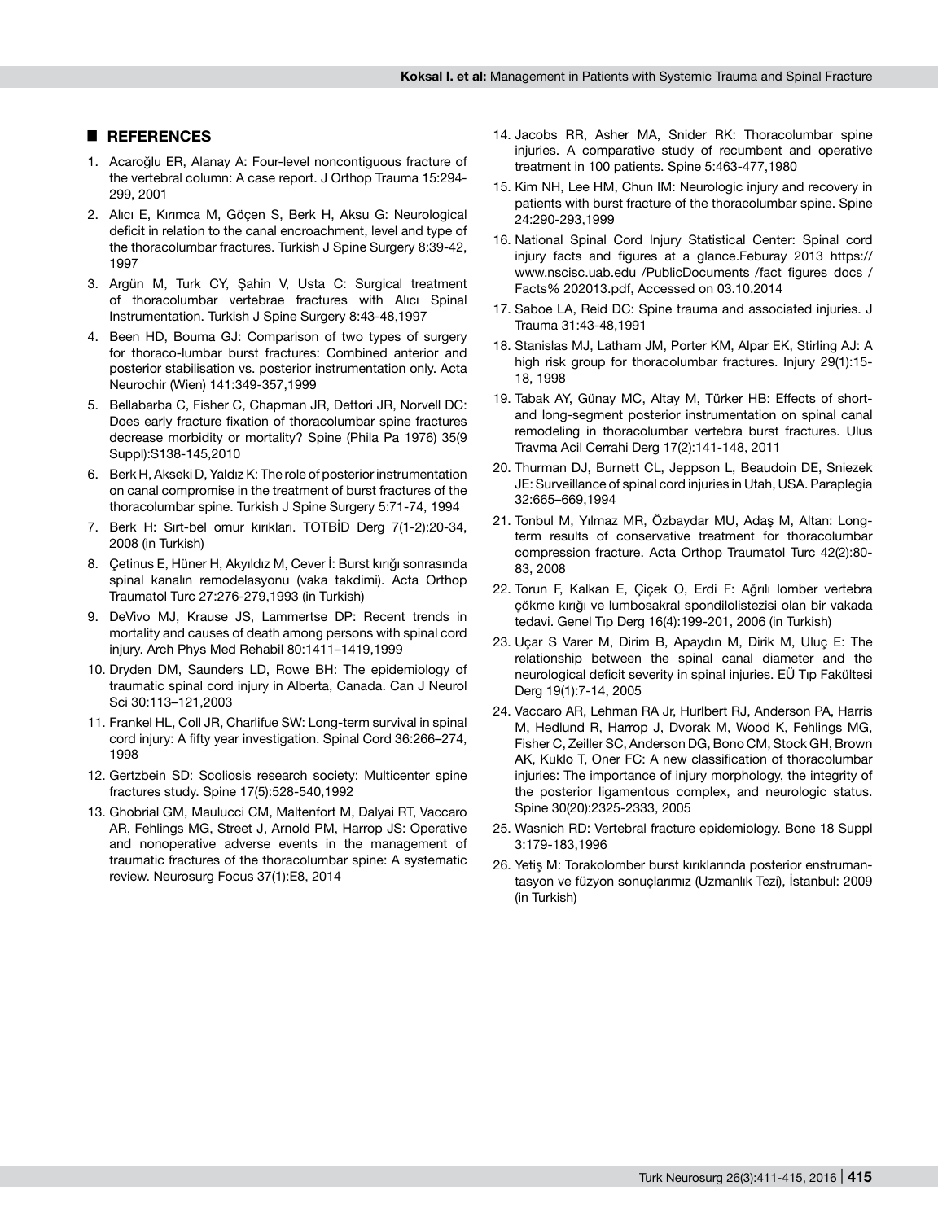## REFERENCES

1. Acaroğlu ER, Alanay A: Four-level noncontiguous fracture of the vertebral column: A case report. J Orthop Trauma 15:294-299, 2001
2. Alıcı E, Kırımca M, Göçen S, Berk H, Aksu G: Neurological deficit in relation to the canal encroachment, level and type of the thoracolumbar fractures. Turkish J Spine Surgery 8:39-42, 1997
3. Argün M, Turk CY, Şahin V, Usta C: Surgical treatment of thoracolumbar vertebrae fractures with Alıcı Spinal Instrumentation. Turkish J Spine Surgery 8:43-48,1997
4. Been HD, Bouma GJ: Comparison of two types of surgery for thoraco-lumbar burst fractures: Combined anterior and posterior stabilisation vs. posterior instrumentation only. Acta Neurochir (Wien) 141:349-357,1999
5. Bellabarba C, Fisher C, Chapman JR, Dettori JR, Norvell DC: Does early fracture fixation of thoracolumbar spine fractures decrease morbidity or mortality? Spine (Phila Pa 1976) 35(9 Suppl):S138-145,2010
6. Berk H, Akseki D, Yaldız K: The role of posterior instrumentation on canal compromise in the treatment of burst fractures of the thoracolumbar spine. Turkish J Spine Surgery 5:71-74, 1994
7. Berk H: Sırt-bel omur kırıkları. TOTBİD Derg 7(1-2):20-34, 2008 (in Turkish)
8. Çetinus E, Hüner H, Akyıldız M, Cever İ: Burst kırığı sonrasında spinal kanalın remodelasyonu (vaka takdimi). Acta Orthop Traumatol Turc 27:276-279,1993 (in Turkish)
9. DeVivo MJ, Krause JS, Lammertse DP: Recent trends in mortality and causes of death among persons with spinal cord injury. Arch Phys Med Rehabil 80:1411–1419,1999
10. Dryden DM, Saunders LD, Rowe BH: The epidemiology of traumatic spinal cord injury in Alberta, Canada. Can J Neurol Sci 30:113–121,2003
11. Frankel HL, Coll JR, Charlifue SW: Long-term survival in spinal cord injury: A fifty year investigation. Spinal Cord 36:266–274, 1998
12. Gertzbein SD: Scoliosis research society: Multicenter spine fractures study. Spine 17(5):528-540,1992
13. Ghobrial GM, Maulucci CM, Maltenfort M, Dalyai RT, Vaccaro AR, Fehlings MG, Street J, Arnold PM, Harrop JS: Operative and nonoperative adverse events in the management of traumatic fractures of the thoracolumbar spine: A systematic review. Neurosurg Focus 37(1):E8, 2014
14. Jacobs RR, Asher MA, Snider RK: Thoracolumbar spine injuries. A comparative study of recumbent and operative treatment in 100 patients. Spine 5:463-477,1980
15. Kim NH, Lee HM, Chun IM: Neurologic injury and recovery in patients with burst fracture of the thoracolumbar spine. Spine 24:290-293,1999
16. National Spinal Cord Injury Statistical Center: Spinal cord injury facts and figures at a glance.Feburay 2013 https://www.nscisc.uab.edu /PublicDocuments /fact_figures_docs / Facts% 202013.pdf, Accessed on 03.10.2014
17. Saboe LA, Reid DC: Spine trauma and associated injuries. J Trauma 31:43-48,1991
18. Stanislas MJ, Latham JM, Porter KM, Alpar EK, Stirling AJ: A high risk group for thoracolumbar fractures. Injury 29(1):15-18, 1998
19. Tabak AY, Günay MC, Altay M, Türker HB: Effects of short-and long-segment posterior instrumentation on spinal canal remodeling in thoracolumbar vertebra burst fractures. Ulus Travma Acil Cerrahi Derg 17(2):141-148, 2011
20. Thurman DJ, Burnett CL, Jeppson L, Beaudoin DE, Sniezek JE: Surveillance of spinal cord injuries in Utah, USA. Paraplegia 32:665–669,1994
21. Tonbul M, Yılmaz MR, Özbaydar MU, Adaş M, Altan: Long-term results of conservative treatment for thoracolumbar compression fracture. Acta Orthop Traumatol Turc 42(2):80-83, 2008
22. Torun F, Kalkan E, Çiçek O, Erdi F: Ağrılı lomber vertebra çökme kırığı ve lumbosakral spondilolistezisi olan bir vakada tedavi. Genel Tıp Derg 16(4):199-201, 2006 (in Turkish)
23. Uçar S Varer M, Dirim B, Apaydın M, Dirik M, Uluç E: The relationship between the spinal canal diameter and the neurological deficit severity in spinal injuries. EÜ Tıp Fakültesi Derg 19(1):7-14, 2005
24. Vaccaro AR, Lehman RA Jr, Hurlbert RJ, Anderson PA, Harris M, Hedlund R, Harrop J, Dvorak M, Wood K, Fehlings MG, Fisher C, Zeiller SC, Anderson DG, Bono CM, Stock GH, Brown AK, Kuklo T, Oner FC: A new classification of thoracolumbar injuries: The importance of injury morphology, the integrity of the posterior ligamentous complex, and neurologic status. Spine 30(20):2325-2333, 2005
25. Wasnich RD: Vertebral fracture epidemiology. Bone 18 Suppl 3:179-183,1996
26. Yetiş M: Torakolomber burst kırıklarında posterior enstrumantasyon ve füzyon sonuçlarımız (Uzmanlık Tezi), İstanbul: 2009 (in Turkish)